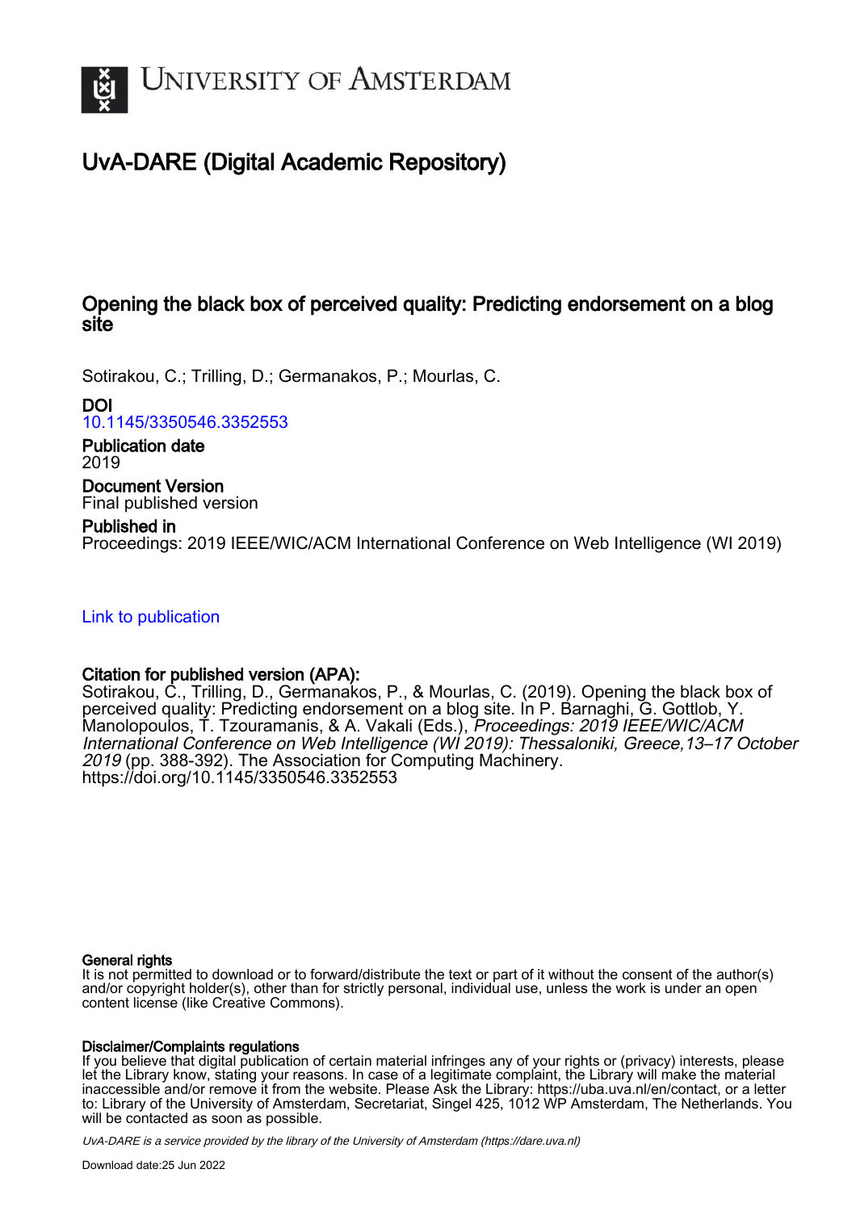# University of Amsterdam

## UvA-DARE (Digital Academic Repository)

### Opening the black box of perceived quality: Predicting endorsement on a blog site

Sotirakou, C.; Trilling, D.; Germanakos, P.; Mourlas, C.

**DOI**
10.1145/3350546.3352553

**Publication date**
2019

**Document Version**
Final published version

**Published in**
Proceedings: 2019 IEEE/WIC/ACM International Conference on Web Intelligence (WI 2019)

Link to publication

**Citation for published version (APA):**
Sotirakou, C., Trilling, D., Germanakos, P., & Mourlas, C. (2019). Opening the black box of perceived quality: Predicting endorsement on a blog site. In P. Barnaghi, G. Gottlob, Y. Manolopoulos, T. Tzouramanis, & A. Vakali (Eds.), *Proceedings: 2019 IEEE/WIC/ACM International Conference on Web Intelligence (WI 2019): Thessaloniki, Greece,13–17 October 2019* (pp. 388-392). The Association for Computing Machinery. https://doi.org/10.1145/3350546.3352553

**General rights**
It is not permitted to download or to forward/distribute the text or part of it without the consent of the author(s) and/or copyright holder(s), other than for strictly personal, individual use, unless the work is under an open content license (like Creative Commons).

**Disclaimer/Complaints regulations**
If you believe that digital publication of certain material infringes any of your rights or (privacy) interests, please let the Library know, stating your reasons. In case of a legitimate complaint, the Library will make the material inaccessible and/or remove it from the website. Please Ask the Library: https://uba.uva.nl/en/contact, or a letter to: Library of the University of Amsterdam, Secretariat, Singel 425, 1012 WP Amsterdam, The Netherlands. You will be contacted as soon as possible.

*UvA-DARE is a service provided by the library of the University of Amsterdam (https://dare.uva.nl)*

Download date:25 Jun 2022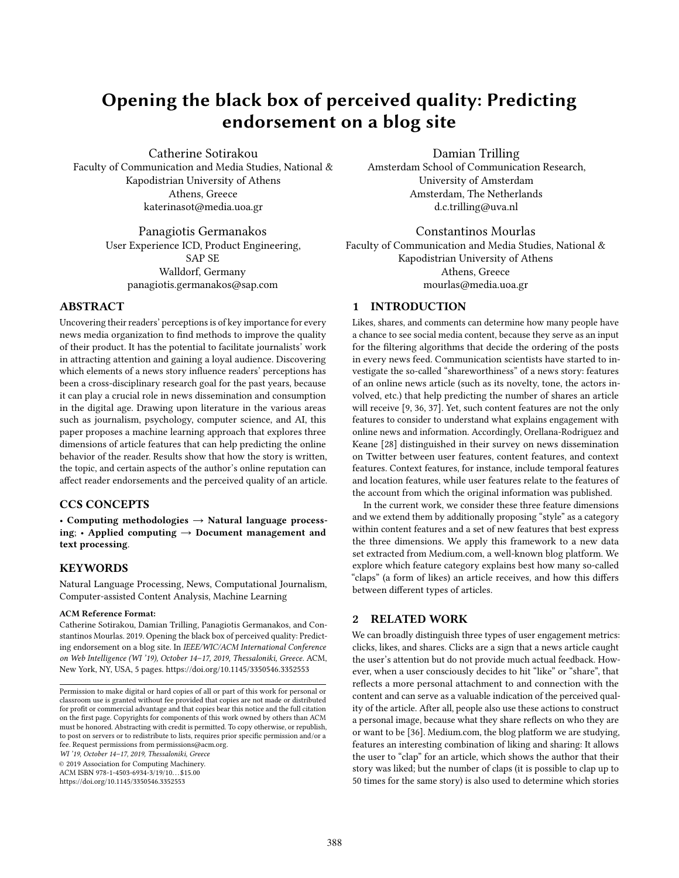# Opening the black box of perceived quality: Predicting endorsement on a blog site

Catherine Sotirakou
Faculty of Communication and Media Studies, National & Kapodistrian University of Athens
Athens, Greece
katerinasot@media.uoa.gr

Damian Trilling
Amsterdam School of Communication Research, University of Amsterdam
Amsterdam, The Netherlands
d.c.trilling@uva.nl

Panagiotis Germanakos
User Experience ICD, Product Engineering, SAP SE
Walldorf, Germany
panagiotis.germanakos@sap.com

Constantinos Mourlas
Faculty of Communication and Media Studies, National & Kapodistrian University of Athens
Athens, Greece
mourlas@media.uoa.gr

## ABSTRACT

Uncovering their readers' perceptions is of key importance for every news media organization to find methods to improve the quality of their product. It has the potential to facilitate journalists' work in attracting attention and gaining a loyal audience. Discovering which elements of a news story influence readers' perceptions has been a cross-disciplinary research goal for the past years, because it can play a crucial role in news dissemination and consumption in the digital age. Drawing upon literature in the various areas such as journalism, psychology, computer science, and AI, this paper proposes a machine learning approach that explores three dimensions of article features that can help predicting the online behavior of the reader. Results show that how the story is written, the topic, and certain aspects of the author's online reputation can affect reader endorsements and the perceived quality of an article.

## CCS CONCEPTS

• **Computing methodologies → Natural language processing**; • **Applied computing → Document management and text processing**.

## KEYWORDS

Natural Language Processing, News, Computational Journalism, Computer-assisted Content Analysis, Machine Learning

**ACM Reference Format:**
Catherine Sotirakou, Damian Trilling, Panagiotis Germanakos, and Constantinos Mourlas. 2019. Opening the black box of perceived quality: Predicting endorsement on a blog site. In *IEEE/WIC/ACM International Conference on Web Intelligence (WI '19), October 14–17, 2019, Thessaloniki, Greece.* ACM, New York, NY, USA, 5 pages. https://doi.org/10.1145/3350546.3352553

Permission to make digital or hard copies of all or part of this work for personal or classroom use is granted without fee provided that copies are not made or distributed for profit or commercial advantage and that copies bear this notice and the full citation on the first page. Copyrights for components of this work owned by others than ACM must be honored. Abstracting with credit is permitted. To copy otherwise, or republish, to post on servers or to redistribute to lists, requires prior specific permission and/or a fee. Request permissions from permissions@acm.org.
*WI '19, October 14–17, 2019, Thessaloniki, Greece*
© 2019 Association for Computing Machinery.
ACM ISBN 978-1-4503-6934-3/19/10…$15.00
https://doi.org/10.1145/3350546.3352553

## 1 INTRODUCTION

Likes, shares, and comments can determine how many people have a chance to see social media content, because they serve as an input for the filtering algorithms that decide the ordering of the posts in every news feed. Communication scientists have started to investigate the so-called "shareworthiness" of a news story: features of an online news article (such as its novelty, tone, the actors involved, etc.) that help predicting the number of shares an article will receive [9, 36, 37]. Yet, such content features are not the only features to consider to understand what explains engagement with online news and information. Accordingly, Orellana-Rodriguez and Keane [28] distinguished in their survey on news dissemination on Twitter between user features, content features, and context features. Context features, for instance, include temporal features and location features, while user features relate to the features of the account from which the original information was published.

In the current work, we consider these three feature dimensions and we extend them by additionally proposing "style" as a category within content features and a set of new features that best express the three dimensions. We apply this framework to a new data set extracted from Medium.com, a well-known blog platform. We explore which feature category explains best how many so-called "claps" (a form of likes) an article receives, and how this differs between different types of articles.

## 2 RELATED WORK

We can broadly distinguish three types of user engagement metrics: clicks, likes, and shares. Clicks are a sign that a news article caught the user's attention but do not provide much actual feedback. However, when a user consciously decides to hit "like" or "share", that reflects a more personal attachment to and connection with the content and can serve as a valuable indication of the perceived quality of the article. After all, people also use these actions to construct a personal image, because what they share reflects on who they are or want to be [36]. Medium.com, the blog platform we are studying, features an interesting combination of liking and sharing: It allows the user to "clap" for an article, which shows the author that their story was liked; but the number of claps (it is possible to clap up to 50 times for the same story) is also used to determine which stories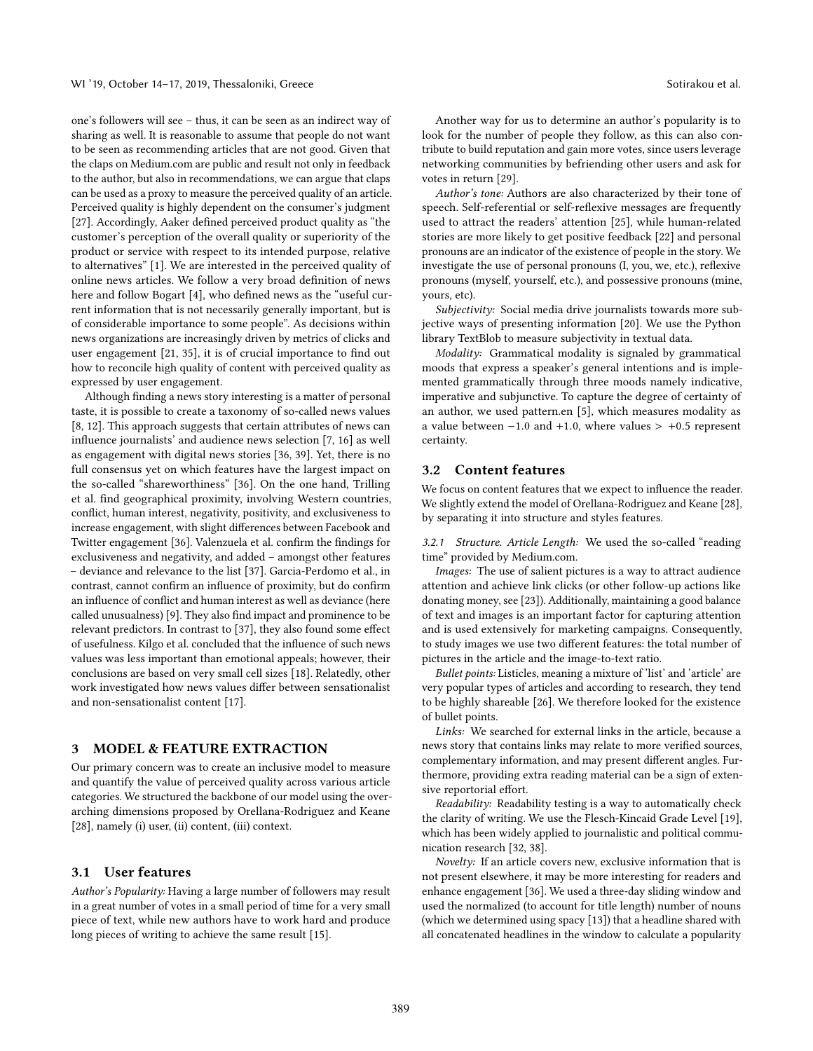one's followers will see – thus, it can be seen as an indirect way of sharing as well. It is reasonable to assume that people do not want to be seen as recommending articles that are not good. Given that the claps on Medium.com are public and result not only in feedback to the author, but also in recommendations, we can argue that claps can be used as a proxy to measure the perceived quality of an article. Perceived quality is highly dependent on the consumer's judgment [27]. Accordingly, Aaker defined perceived product quality as "the customer's perception of the overall quality or superiority of the product or service with respect to its intended purpose, relative to alternatives" [1]. We are interested in the perceived quality of online news articles. We follow a very broad definition of news here and follow Bogart [4], who defined news as the "useful current information that is not necessarily generally important, but is of considerable importance to some people". As decisions within news organizations are increasingly driven by metrics of clicks and user engagement [21, 35], it is of crucial importance to find out how to reconcile high quality of content with perceived quality as expressed by user engagement.

Although finding a news story interesting is a matter of personal taste, it is possible to create a taxonomy of so-called news values [8, 12]. This approach suggests that certain attributes of news can influence journalists' and audience news selection [7, 16] as well as engagement with digital news stories [36, 39]. Yet, there is no full consensus yet on which features have the largest impact on the so-called "shareworthiness" [36]. On the one hand, Trilling et al. find geographical proximity, involving Western countries, conflict, human interest, negativity, positivity, and exclusiveness to increase engagement, with slight differences between Facebook and Twitter engagement [36]. Valenzuela et al. confirm the findings for exclusiveness and negativity, and added – amongst other features – deviance and relevance to the list [37]. Garcia-Perdomo et al., in contrast, cannot confirm an influence of proximity, but do confirm an influence of conflict and human interest as well as deviance (here called unusualness) [9]. They also find impact and prominence to be relevant predictors. In contrast to [37], they also found some effect of usefulness. Kilgo et al. concluded that the influence of such news values was less important than emotional appeals; however, their conclusions are based on very small cell sizes [18]. Relatedly, other work investigated how news values differ between sensationalist and non-sensationalist content [17].

## 3 MODEL & FEATURE EXTRACTION

Our primary concern was to create an inclusive model to measure and quantify the value of perceived quality across various article categories. We structured the backbone of our model using the overarching dimensions proposed by Orellana-Rodriguez and Keane [28], namely (i) user, (ii) content, (iii) context.

### 3.1 User features

*Author's Popularity:* Having a large number of followers may result in a great number of votes in a small period of time for a very small piece of text, while new authors have to work hard and produce long pieces of writing to achieve the same result [15].

Another way for us to determine an author's popularity is to look for the number of people they follow, as this can also contribute to build reputation and gain more votes, since users leverage networking communities by befriending other users and ask for votes in return [29].

*Author's tone:* Authors are also characterized by their tone of speech. Self-referential or self-reflexive messages are frequently used to attract the readers' attention [25], while human-related stories are more likely to get positive feedback [22] and personal pronouns are an indicator of the existence of people in the story. We investigate the use of personal pronouns (I, you, we, etc.), reflexive pronouns (myself, yourself, etc.), and possessive pronouns (mine, yours, etc).

*Subjectivity:* Social media drive journalists towards more subjective ways of presenting information [20]. We use the Python library TextBlob to measure subjectivity in textual data.

*Modality:* Grammatical modality is signaled by grammatical moods that express a speaker's general intentions and is implemented grammatically through three moods namely indicative, imperative and subjunctive. To capture the degree of certainty of an author, we used pattern.en [5], which measures modality as a value between $-1.0$ and $+1.0$, where values $> +0.5$ represent certainty.

### 3.2 Content features

We focus on content features that we expect to influence the reader. We slightly extend the model of Orellana-Rodriguez and Keane [28], by separating it into structure and styles features.

*3.2.1 Structure.* *Article Length:* We used the so-called "reading time" provided by Medium.com.

*Images:* The use of salient pictures is a way to attract audience attention and achieve link clicks (or other follow-up actions like donating money, see [23]). Additionally, maintaining a good balance of text and images is an important factor for capturing attention and is used extensively for marketing campaigns. Consequently, to study images we use two different features: the total number of pictures in the article and the image-to-text ratio.

*Bullet points:* Listicles, meaning a mixture of 'list' and 'article' are very popular types of articles and according to research, they tend to be highly shareable [26]. We therefore looked for the existence of bullet points.

*Links:* We searched for external links in the article, because a news story that contains links may relate to more verified sources, complementary information, and may present different angles. Furthermore, providing extra reading material can be a sign of extensive reportorial effort.

*Readability:* Readability testing is a way to automatically check the clarity of writing. We use the Flesch-Kincaid Grade Level [19], which has been widely applied to journalistic and political communication research [32, 38].

*Novelty:* If an article covers new, exclusive information that is not present elsewhere, it may be more interesting for readers and enhance engagement [36]. We used a three-day sliding window and used the normalized (to account for title length) number of nouns (which we determined using spacy [13]) that a headline shared with all concatenated headlines in the window to calculate a popularity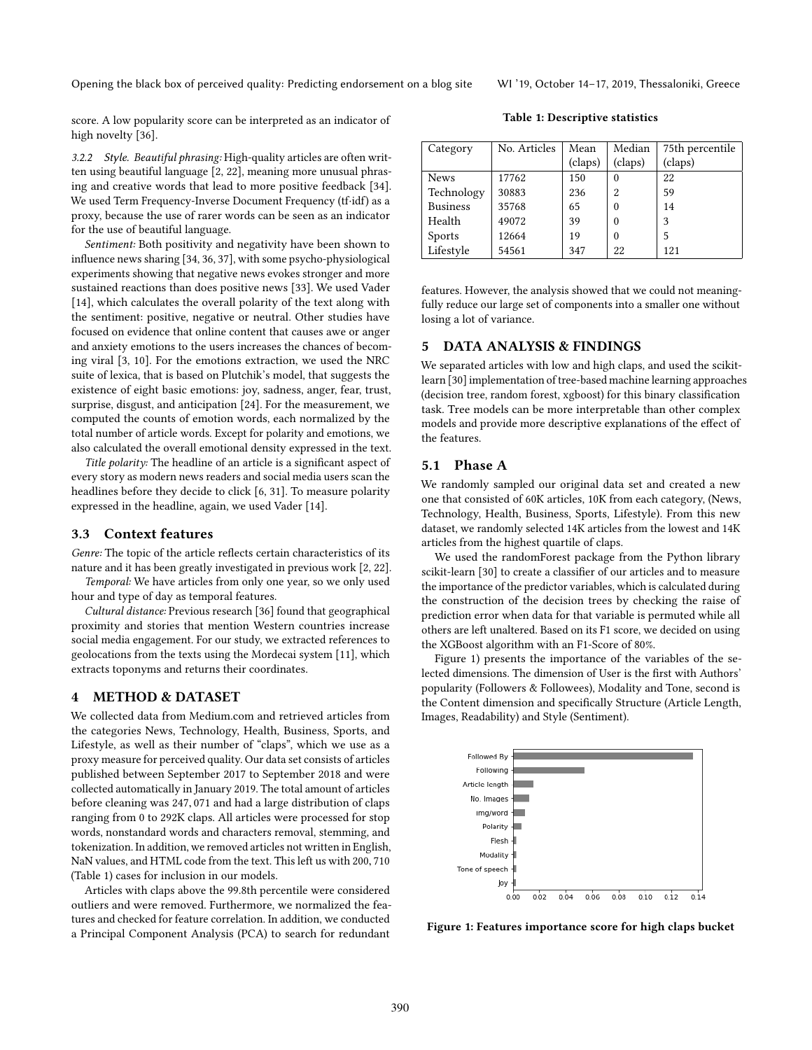score. A low popularity score can be interpreted as an indicator of high novelty [36].

*3.2.2 Style.* *Beautiful phrasing:* High-quality articles are often written using beautiful language [2, 22], meaning more unusual phrasing and creative words that lead to more positive feedback [34]. We used Term Frequency-Inverse Document Frequency (tf·idf) as a proxy, because the use of rarer words can be seen as an indicator for the use of beautiful language.

*Sentiment:* Both positivity and negativity have been shown to influence news sharing [34, 36, 37], with some psycho-physiological experiments showing that negative news evokes stronger and more sustained reactions than does positive news [33]. We used Vader [14], which calculates the overall polarity of the text along with the sentiment: positive, negative or neutral. Other studies have focused on evidence that online content that causes awe or anger and anxiety emotions to the users increases the chances of becoming viral [3, 10]. For the emotions extraction, we used the NRC suite of lexica, that is based on Plutchik's model, that suggests the existence of eight basic emotions: joy, sadness, anger, fear, trust, surprise, disgust, and anticipation [24]. For the measurement, we computed the counts of emotion words, each normalized by the total number of article words. Except for polarity and emotions, we also calculated the overall emotional density expressed in the text.

*Title polarity:* The headline of an article is a significant aspect of every story as modern news readers and social media users scan the headlines before they decide to click [6, 31]. To measure polarity expressed in the headline, again, we used Vader [14].

### 3.3 Context features

*Genre:* The topic of the article reflects certain characteristics of its nature and it has been greatly investigated in previous work [2, 22].

*Temporal:* We have articles from only one year, so we only used hour and type of day as temporal features.

*Cultural distance:* Previous research [36] found that geographical proximity and stories that mention Western countries increase social media engagement. For our study, we extracted references to geolocations from the texts using the Mordecai system [11], which extracts toponyms and returns their coordinates.

## 4 METHOD & DATASET

We collected data from Medium.com and retrieved articles from the categories News, Technology, Health, Business, Sports, and Lifestyle, as well as their number of "claps", which we use as a proxy measure for perceived quality. Our data set consists of articles published between September 2017 to September 2018 and were collected automatically in January 2019. The total amount of articles before cleaning was 247, 071 and had a large distribution of claps ranging from 0 to 292K claps. All articles were processed for stop words, nonstandard words and characters removal, stemming, and tokenization. In addition, we removed articles not written in English, NaN values, and HTML code from the text. This left us with 200, 710 (Table 1) cases for inclusion in our models.

Articles with claps above the 99.8th percentile were considered outliers and were removed. Furthermore, we normalized the features and checked for feature correlation. In addition, we conducted a Principal Component Analysis (PCA) to search for redundant features. However, the analysis showed that we could not meaningfully reduce our large set of components into a smaller one without losing a lot of variance.

**Table 1: Descriptive statistics**

| Category | No. Articles | Mean (claps) | Median (claps) | 75th percentile (claps) |
|---|---|---|---|---|
| News | 17762 | 150 | 0 | 22 |
| Technology | 30883 | 236 | 2 | 59 |
| Business | 35768 | 65 | 0 | 14 |
| Health | 49072 | 39 | 0 | 3 |
| Sports | 12664 | 19 | 0 | 5 |
| Lifestyle | 54561 | 347 | 22 | 121 |

## 5 DATA ANALYSIS & FINDINGS

We separated articles with low and high claps, and used the scikit-learn [30] implementation of tree-based machine learning approaches (decision tree, random forest, xgboost) for this binary classification task. Tree models can be more interpretable than other complex models and provide more descriptive explanations of the effect of the features.

### 5.1 Phase A

We randomly sampled our original data set and created a new one that consisted of 60K articles, 10K from each category, (News, Technology, Health, Business, Sports, Lifestyle). From this new dataset, we randomly selected 14K articles from the lowest and 14K articles from the highest quartile of claps.

We used the randomForest package from the Python library scikit-learn [30] to create a classifier of our articles and to measure the importance of the predictor variables, which is calculated during the construction of the decision trees by checking the raise of prediction error when data for that variable is permuted while all others are left unaltered. Based on its F1 score, we decided on using the XGBoost algorithm with an F1-Score of 80%.

Figure 1) presents the importance of the variables of the selected dimensions. The dimension of User is the first with Authors' popularity (Followers & Followees), Modality and Tone, second is the Content dimension and specifically Structure (Article Length, Images, Readability) and Style (Sentiment).

**Figure 1: Features importance score for high claps bucket**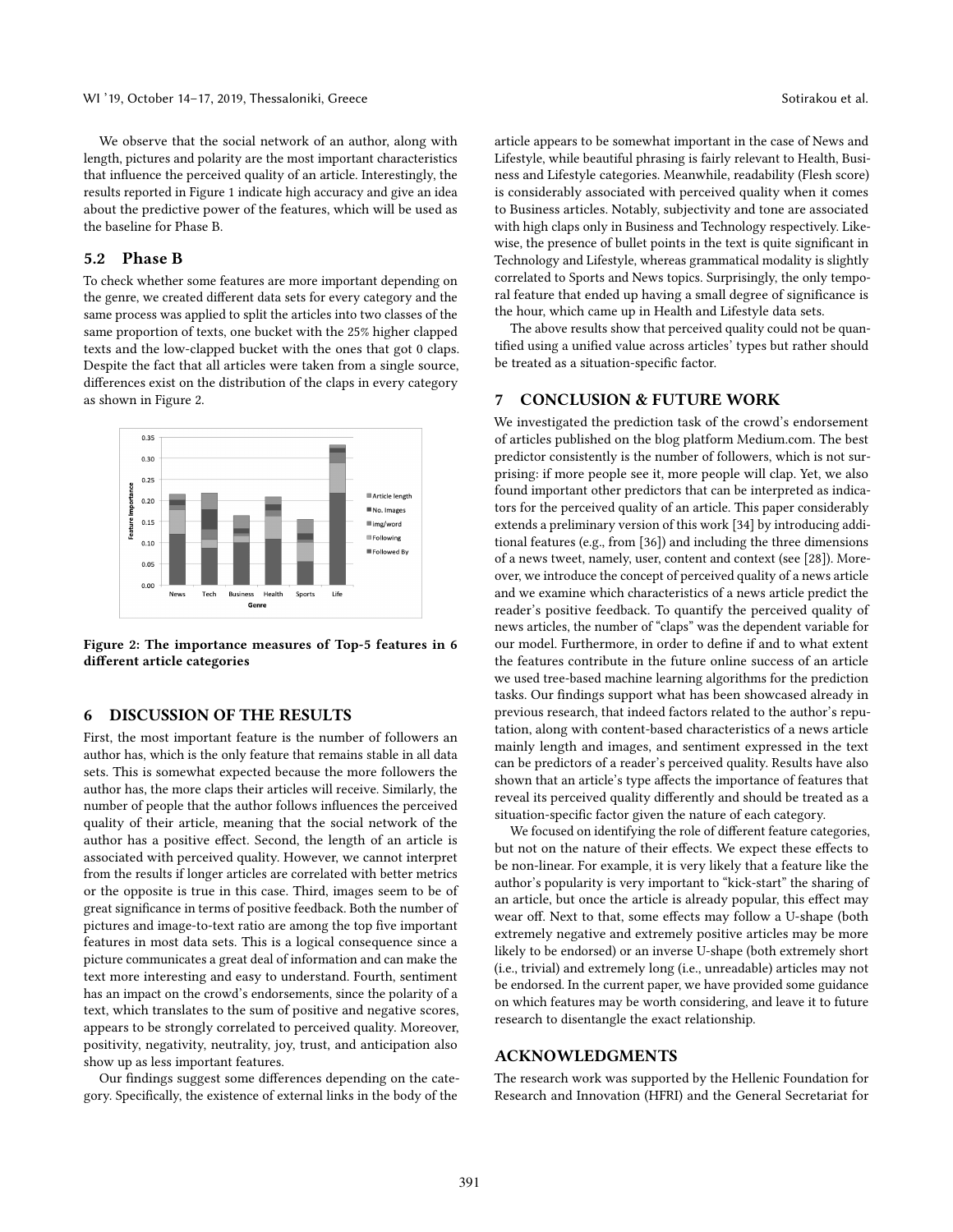We observe that the social network of an author, along with length, pictures and polarity are the most important characteristics that influence the perceived quality of an article. Interestingly, the results reported in Figure 1 indicate high accuracy and give an idea about the predictive power of the features, which will be used as the baseline for Phase B.

### 5.2 Phase B

To check whether some features are more important depending on the genre, we created different data sets for every category and the same process was applied to split the articles into two classes of the same proportion of texts, one bucket with the 25% higher clapped texts and the low-clapped bucket with the ones that got 0 claps. Despite the fact that all articles were taken from a single source, differences exist on the distribution of the claps in every category as shown in Figure 2.

**Figure 2: The importance measures of Top-5 features in 6 different article categories**

## 6 DISCUSSION OF THE RESULTS

First, the most important feature is the number of followers an author has, which is the only feature that remains stable in all data sets. This is somewhat expected because the more followers the author has, the more claps their articles will receive. Similarly, the number of people that the author follows influences the perceived quality of their article, meaning that the social network of the author has a positive effect. Second, the length of an article is associated with perceived quality. However, we cannot interpret from the results if longer articles are correlated with better metrics or the opposite is true in this case. Third, images seem to be of great significance in terms of positive feedback. Both the number of pictures and image-to-text ratio are among the top five important features in most data sets. This is a logical consequence since a picture communicates a great deal of information and can make the text more interesting and easy to understand. Fourth, sentiment has an impact on the crowd's endorsements, since the polarity of a text, which translates to the sum of positive and negative scores, appears to be strongly correlated to perceived quality. Moreover, positivity, negativity, neutrality, joy, trust, and anticipation also show up as less important features.

Our findings suggest some differences depending on the category. Specifically, the existence of external links in the body of the article appears to be somewhat important in the case of News and Lifestyle, while beautiful phrasing is fairly relevant to Health, Business and Lifestyle categories. Meanwhile, readability (Flesh score) is considerably associated with perceived quality when it comes to Business articles. Notably, subjectivity and tone are associated with high claps only in Business and Technology respectively. Likewise, the presence of bullet points in the text is quite significant in Technology and Lifestyle, whereas grammatical modality is slightly correlated to Sports and News topics. Surprisingly, the only temporal feature that ended up having a small degree of significance is the hour, which came up in Health and Lifestyle data sets.

The above results show that perceived quality could not be quantified using a unified value across articles' types but rather should be treated as a situation-specific factor.

## 7 CONCLUSION & FUTURE WORK

We investigated the prediction task of the crowd's endorsement of articles published on the blog platform Medium.com. The best predictor consistently is the number of followers, which is not surprising: if more people see it, more people will clap. Yet, we also found important other predictors that can be interpreted as indicators for the perceived quality of an article. This paper considerably extends a preliminary version of this work [34] by introducing additional features (e.g., from [36]) and including the three dimensions of a news tweet, namely, user, content and context (see [28]). Moreover, we introduce the concept of perceived quality of a news article and we examine which characteristics of a news article predict the reader's positive feedback. To quantify the perceived quality of news articles, the number of "claps" was the dependent variable for our model. Furthermore, in order to define if and to what extent the features contribute in the future online success of an article we used tree-based machine learning algorithms for the prediction tasks. Our findings support what has been showcased already in previous research, that indeed factors related to the author's reputation, along with content-based characteristics of a news article mainly length and images, and sentiment expressed in the text can be predictors of a reader's perceived quality. Results have also shown that an article's type affects the importance of features that reveal its perceived quality differently and should be treated as a situation-specific factor given the nature of each category.

We focused on identifying the role of different feature categories, but not on the nature of their effects. We expect these effects to be non-linear. For example, it is very likely that a feature like the author's popularity is very important to "kick-start" the sharing of an article, but once the article is already popular, this effect may wear off. Next to that, some effects may follow a U-shape (both extremely negative and extremely positive articles may be more likely to be endorsed) or an inverse U-shape (both extremely short (i.e., trivial) and extremely long (i.e., unreadable) articles may not be endorsed. In the current paper, we have provided some guidance on which features may be worth considering, and leave it to future research to disentangle the exact relationship.

## ACKNOWLEDGMENTS

The research work was supported by the Hellenic Foundation for Research and Innovation (HFRI) and the General Secretariat for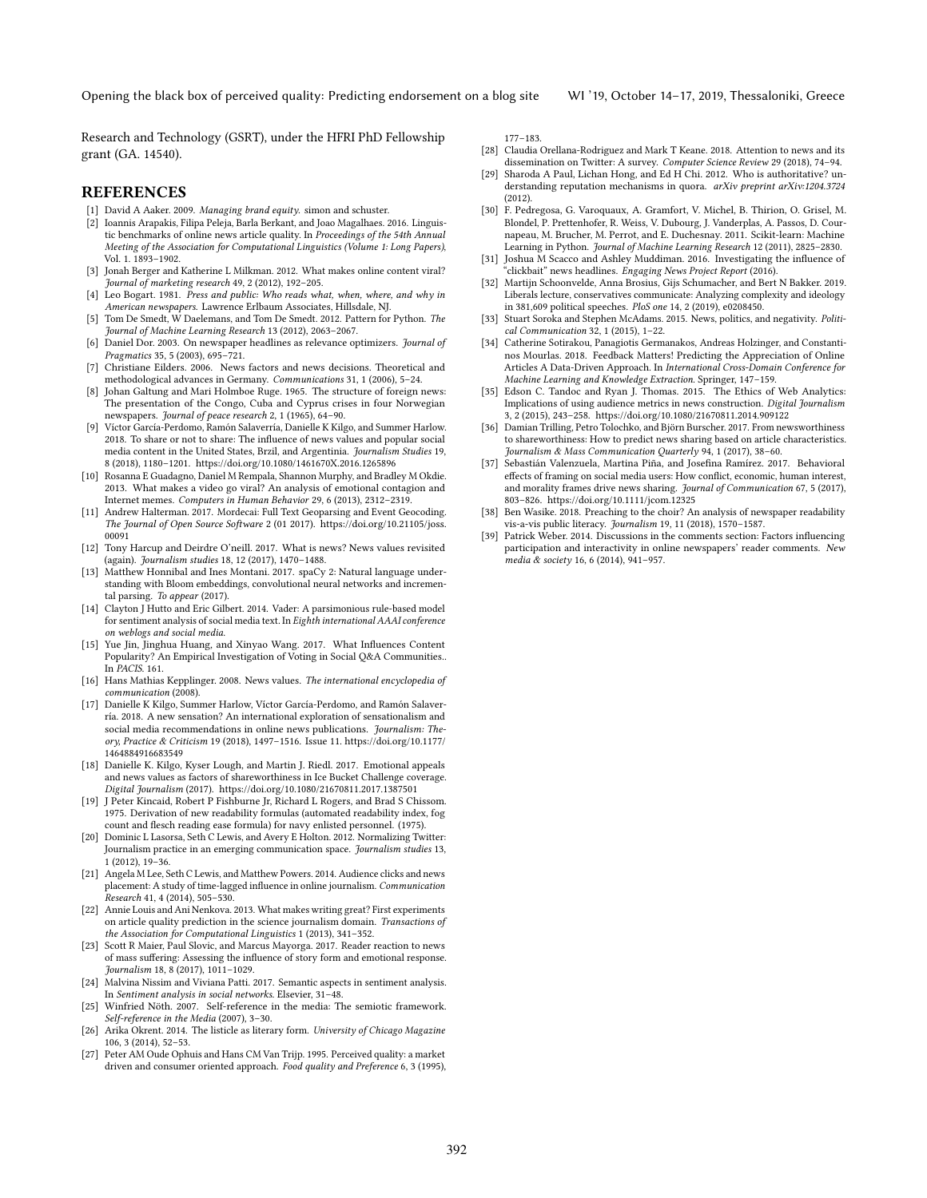Research and Technology (GSRT), under the HFRI PhD Fellowship grant (GA. 14540).

## REFERENCES

- [1] David A Aaker. 2009. *Managing brand equity.* simon and schuster.
- [2] Ioannis Arapakis, Filipa Peleja, Barla Berkant, and Joao Magalhaes. 2016. Linguistic benchmarks of online news article quality. In *Proceedings of the 54th Annual Meeting of the Association for Computational Linguistics (Volume 1: Long Papers)*, Vol. 1. 1893–1902.
- [3] Jonah Berger and Katherine L Milkman. 2012. What makes online content viral? *Journal of marketing research* 49, 2 (2012), 192–205.
- [4] Leo Bogart. 1981. *Press and public: Who reads what, when, where, and why in American newspapers.* Lawrence Erlbaum Associates, Hillsdale, NJ.
- [5] Tom De Smedt, W Daelemans, and Tom De Smedt. 2012. Pattern for Python. *The Journal of Machine Learning Research* 13 (2012), 2063–2067.
- [6] Daniel Dor. 2003. On newspaper headlines as relevance optimizers. *Journal of Pragmatics* 35, 5 (2003), 695–721.
- [7] Christiane Eilders. 2006. News factors and news decisions. Theoretical and methodological advances in Germany. *Communications* 31, 1 (2006), 5–24.
- [8] Johan Galtung and Mari Holmboe Ruge. 1965. The structure of foreign news: The presentation of the Congo, Cuba and Cyprus crises in four Norwegian newspapers. *Journal of peace research* 2, 1 (1965), 64–90.
- [9] Víctor García-Perdomo, Ramón Salaverría, Danielle K Kilgo, and Summer Harlow. 2018. To share or not to share: The influence of news values and popular social media content in the United States, Brzil, and Argentinia. *Journalism Studies* 19, 8 (2018), 1180–1201. https://doi.org/10.1080/1461670X.2016.1265896
- [10] Rosanna E Guadagno, Daniel M Rempala, Shannon Murphy, and Bradley M Okdie. 2013. What makes a video go viral? An analysis of emotional contagion and Internet memes. *Computers in Human Behavior* 29, 6 (2013), 2312–2319.
- [11] Andrew Halterman. 2017. Mordecai: Full Text Geoparsing and Event Geocoding. *The Journal of Open Source Software* 2 (01 2017). https://doi.org/10.21105/joss.00091
- [12] Tony Harcup and Deirdre O'neill. 2017. What is news? News values revisited (again). *Journalism studies* 18, 12 (2017), 1470–1488.
- [13] Matthew Honnibal and Ines Montani. 2017. spaCy 2: Natural language understanding with Bloom embeddings, convolutional neural networks and incremental parsing. *To appear* (2017).
- [14] Clayton J Hutto and Eric Gilbert. 2014. Vader: A parsimonious rule-based model for sentiment analysis of social media text. In *Eighth international AAAI conference on weblogs and social media.*
- [15] Yue Jin, Jinghua Huang, and Xinyao Wang. 2017. What Influences Content Popularity? An Empirical Investigation of Voting in Social Q&A Communities.. In *PACIS*. 161.
- [16] Hans Mathias Kepplinger. 2008. News values. *The international encyclopedia of communication* (2008).
- [17] Danielle K Kilgo, Summer Harlow, Víctor García-Perdomo, and Ramón Salaverría. 2018. A new sensation? An international exploration of sensationalism and social media recommendations in online news publications. *Journalism: Theory, Practice & Criticism* 19 (2018), 1497–1516. Issue 11. https://doi.org/10.1177/1464884916683549
- [18] Danielle K. Kilgo, Kyser Lough, and Martin J. Riedl. 2017. Emotional appeals and news values as factors of shareworthiness in Ice Bucket Challenge coverage. *Digital Journalism* (2017). https://doi.org/10.1080/21670811.2017.1387501
- [19] J Peter Kincaid, Robert P Fishburne Jr, Richard L Rogers, and Brad S Chissom. 1975. Derivation of new readability formulas (automated readability index, fog count and flesch reading ease formula) for navy enlisted personnel. (1975).
- [20] Dominic L Lasorsa, Seth C Lewis, and Avery E Holton. 2012. Normalizing Twitter: Journalism practice in an emerging communication space. *Journalism studies* 13, 1 (2012), 19–36.
- [21] Angela M Lee, Seth C Lewis, and Matthew Powers. 2014. Audience clicks and news placement: A study of time-lagged influence in online journalism. *Communication Research* 41, 4 (2014), 505–530.
- [22] Annie Louis and Ani Nenkova. 2013. What makes writing great? First experiments on article quality prediction in the science journalism domain. *Transactions of the Association for Computational Linguistics* 1 (2013), 341–352.
- [23] Scott R Maier, Paul Slovic, and Marcus Mayorga. 2017. Reader reaction to news of mass suffering: Assessing the influence of story form and emotional response. *Journalism* 18, 8 (2017), 1011–1029.
- [24] Malvina Nissim and Viviana Patti. 2017. Semantic aspects in sentiment analysis. In *Sentiment analysis in social networks*. Elsevier, 31–48.
- [25] Winfried Nöth. 2007. Self-reference in the media: The semiotic framework. *Self-reference in the Media* (2007), 3–30.
- [26] Arika Okrent. 2014. The listicle as literary form. *University of Chicago Magazine* 106, 3 (2014), 52–53.
- [27] Peter AM Oude Ophuis and Hans CM Van Trijp. 1995. Perceived quality: a market driven and consumer oriented approach. *Food quality and Preference* 6, 3 (1995), 177–183.
- [28] Claudia Orellana-Rodriguez and Mark T Keane. 2018. Attention to news and its dissemination on Twitter: A survey. *Computer Science Review* 29 (2018), 74–94.
- [29] Sharoda A Paul, Lichan Hong, and Ed H Chi. 2012. Who is authoritative? understanding reputation mechanisms in quora. *arXiv preprint arXiv:1204.3724* (2012).
- [30] F. Pedregosa, G. Varoquaux, A. Gramfort, V. Michel, B. Thirion, O. Grisel, M. Blondel, P. Prettenhofer, R. Weiss, V. Dubourg, J. Vanderplas, A. Passos, D. Cournapeau, M. Brucher, M. Perrot, and E. Duchesnay. 2011. Scikit-learn: Machine Learning in Python. *Journal of Machine Learning Research* 12 (2011), 2825–2830.
- [31] Joshua M Scacco and Ashley Muddiman. 2016. Investigating the influence of "clickbait" news headlines. *Engaging News Project Report* (2016).
- [32] Martijn Schoonvelde, Anna Brosius, Gijs Schumacher, and Bert N Bakker. 2019. Liberals lecture, conservatives communicate: Analyzing complexity and ideology in 381,609 political speeches. *PloS one* 14, 2 (2019), e0208450.
- [33] Stuart Soroka and Stephen McAdams. 2015. News, politics, and negativity. *Political Communication* 32, 1 (2015), 1–22.
- [34] Catherine Sotirakou, Panagiotis Germanakos, Andreas Holzinger, and Constantinos Mourlas. 2018. Feedback Matters! Predicting the Appreciation of Online Articles A Data-Driven Approach. In *International Cross-Domain Conference for Machine Learning and Knowledge Extraction*. Springer, 147–159.
- [35] Edson C. Tandoc and Ryan J. Thomas. 2015. The Ethics of Web Analytics: Implications of using audience metrics in news construction. *Digital Journalism* 3, 2 (2015), 243–258. https://doi.org/10.1080/21670811.2014.909122
- [36] Damian Trilling, Petro Tolochko, and Björn Burscher. 2017. From newsworthiness to shareworthiness: How to predict news sharing based on article characteristics. *Journalism & Mass Communication Quarterly* 94, 1 (2017), 38–60.
- [37] Sebastián Valenzuela, Martina Piña, and Josefina Ramírez. 2017. Behavioral effects of framing on social media users: How conflict, economic, human interest, and morality frames drive news sharing. *Journal of Communication* 67, 5 (2017), 803–826. https://doi.org/10.1111/jcom.12325
- [38] Ben Wasike. 2018. Preaching to the choir? An analysis of newspaper readability vis-a-vis public literacy. *Journalism* 19, 11 (2018), 1570–1587.
- [39] Patrick Weber. 2014. Discussions in the comments section: Factors influencing participation and interactivity in online newspapers' reader comments. *New media & society* 16, 6 (2014), 941–957.